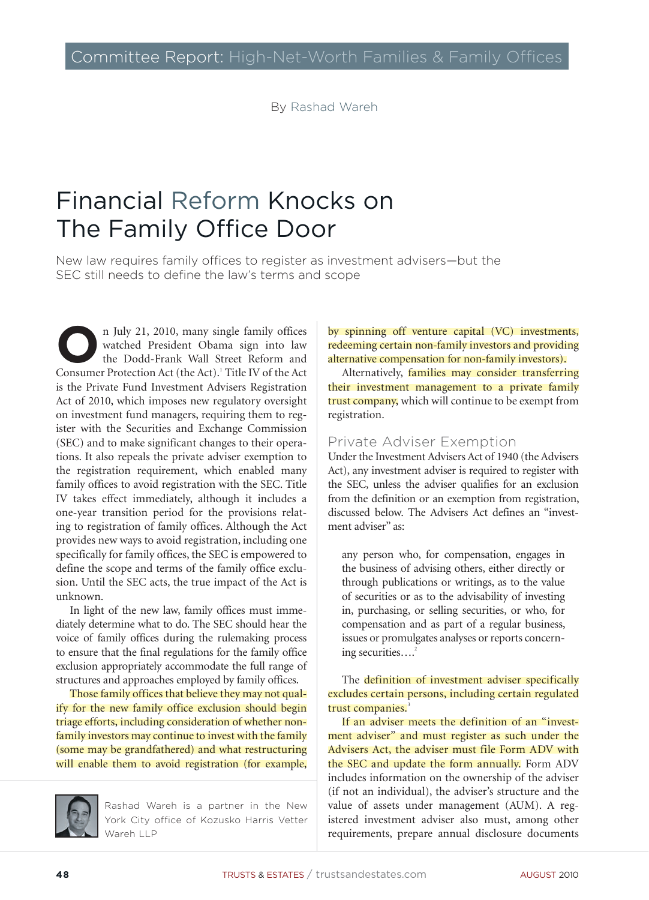Committee Report: High-Net-Worth Families & Family Offices

By Rashad Wareh

# Financial Reform Knocks on The Family Office Door

New law requires family offices to register as investment advisers—but the SEC still needs to define the law's terms and scope

On July 21, 2010, many single family offices watched President Obama sign into law the Dodd-Frank Wall Street Reform and Consumer Protection Act (the Act).[1] Title IV of the Act is the Private Fund Investment Advisers Registration Act of 2010, which imposes new regulatory oversight on investment fund managers, requiring them to register with the Securities and Exchange Commission (SEC) and to make significant changes to their operations. It also repeals the private adviser exemption to the registration requirement, which enabled many family offices to avoid registration with the SEC. Title IV takes effect immediately, although it includes a one-year transition period for the provisions relating to registration of family offices. Although the Act provides new ways to avoid registration, including one specifically for family offices, the SEC is empowered to define the scope and terms of the family office exclusion. Until the SEC acts, the true impact of the Act is unknown.

In light of the new law, family offices must immediately determine what to do. The SEC should hear the voice of family offices during the rulemaking process to ensure that the final regulations for the family office exclusion appropriately accommodate the full range of structures and approaches employed by family offices.

Those family offices that believe they may not qualify for the new family office exclusion should begin triage efforts, including consideration of whether non-family investors may continue to invest with the family (some may be grandfathered) and what restructuring will enable them to avoid registration (for example, by spinning off venture capital (VC) investments, redeeming certain non-family investors and providing alternative compensation for non-family investors).

Alternatively, families may consider transferring their investment management to a private family trust company, which will continue to be exempt from registration.

## Private Adviser Exemption

Under the Investment Advisers Act of 1940 (the Advisers Act), any investment adviser is required to register with the SEC, unless the adviser qualifies for an exclusion from the definition or an exemption from registration, discussed below. The Advisers Act defines an "investment adviser" as:

> any person who, for compensation, engages in the business of advising others, either directly or through publications or writings, as to the value of securities or as to the advisability of investing in, purchasing, or selling securities, or who, for compensation and as part of a regular business, issues or promulgates analyses or reports concerning securities….[2]

The definition of investment adviser specifically excludes certain persons, including certain regulated trust companies.[3]

If an adviser meets the definition of an "investment adviser" and must register as such under the Advisers Act, the adviser must file Form ADV with the SEC and update the form annually. Form ADV includes information on the ownership of the adviser (if not an individual), the adviser's structure and the value of assets under management (AUM). A registered investment adviser also must, among other requirements, prepare annual disclosure documents

Rashad Wareh is a partner in the New York City office of Kozusko Harris Vetter Wareh LLP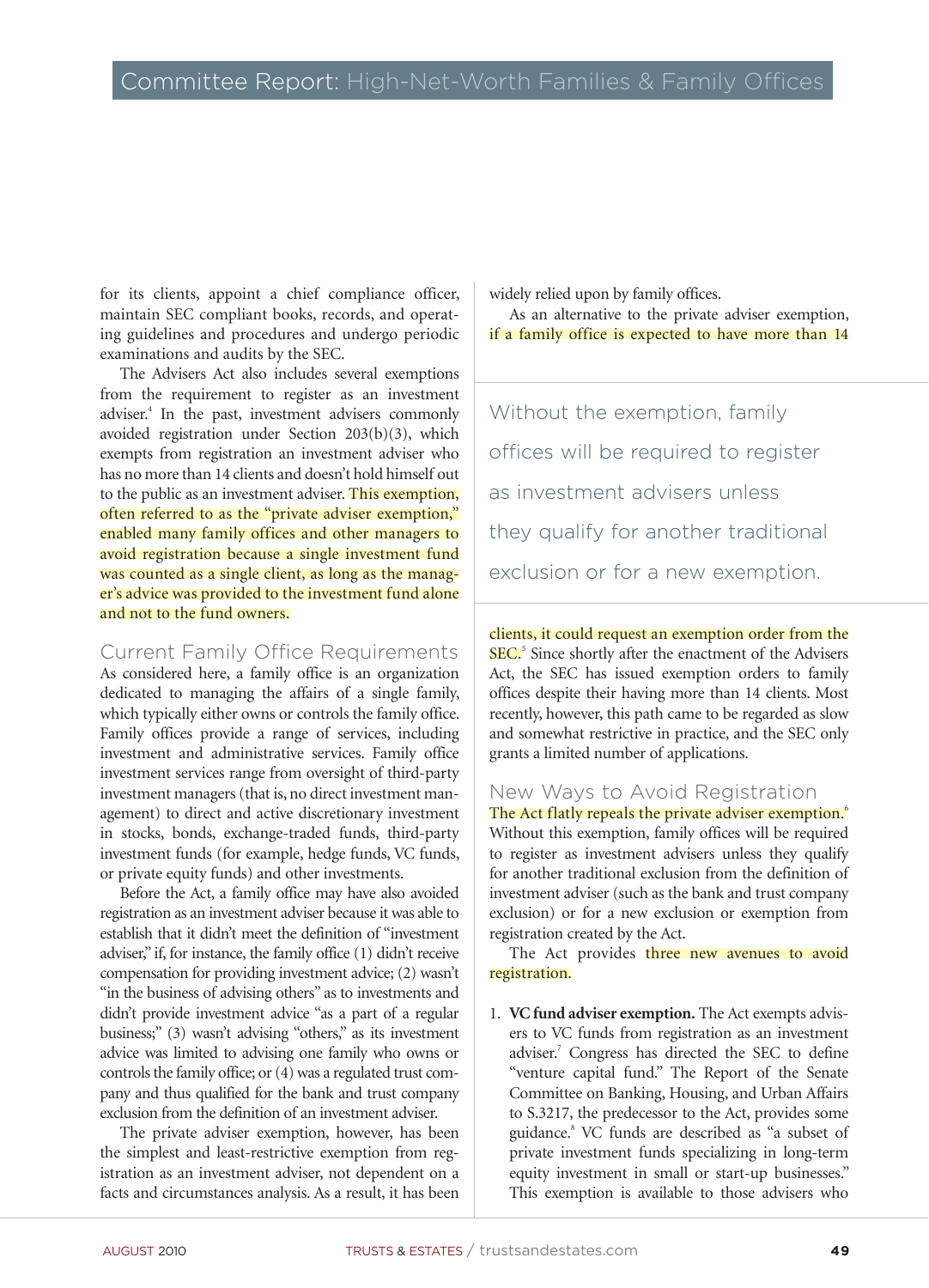for its clients, appoint a chief compliance officer, maintain SEC compliant books, records, and operating guidelines and procedures and undergo periodic examinations and audits by the SEC.

The Advisers Act also includes several exemptions from the requirement to register as an investment adviser.[4] In the past, investment advisers commonly avoided registration under Section 203(b)(3), which exempts from registration an investment adviser who has no more than 14 clients and doesn't hold himself out to the public as an investment adviser. This exemption, often referred to as the "private adviser exemption," enabled many family offices and other managers to avoid registration because a single investment fund was counted as a single client, as long as the manager's advice was provided to the investment fund alone and not to the fund owners.

## Current Family Office Requirements

As considered here, a family office is an organization dedicated to managing the affairs of a single family, which typically either owns or controls the family office. Family offices provide a range of services, including investment and administrative services. Family office investment services range from oversight of third-party investment managers (that is, no direct investment management) to direct and active discretionary investment in stocks, bonds, exchange-traded funds, third-party investment funds (for example, hedge funds, VC funds, or private equity funds) and other investments.

Before the Act, a family office may have also avoided registration as an investment adviser because it was able to establish that it didn't meet the definition of "investment adviser," if, for instance, the family office (1) didn't receive compensation for providing investment advice; (2) wasn't "in the business of advising others" and didn't provide investment advice "as a part of a regular business;" (3) wasn't advising "others," as its investment advice was limited to advising one family who owns or controls the family office; or (4) was a regulated trust company and thus qualified for the bank and trust company exclusion from the definition of an investment adviser.

The private adviser exemption, however, has been the simplest and least-restrictive exemption from registration as an investment adviser, not dependent on a facts and circumstances analysis. As a result, it has been widely relied upon by family offices.

As an alternative to the private adviser exemption, if a family office is expected to have more than 14 clients, it could request an exemption order from the SEC.[5] Since shortly after the enactment of the Advisers Act, the SEC has issued exemption orders to family offices despite their having more than 14 clients. Most recently, however, this path came to be regarded as slow and somewhat restrictive in practice, and the SEC only grants a limited number of applications.

> Without the exemption, family offices will be required to register as investment advisers unless they qualify for another traditional exclusion or for a new exemption.

## New Ways to Avoid Registration

The Act flatly repeals the private adviser exemption.[6] Without this exemption, family offices will be required to register as investment advisers unless they qualify for another traditional exclusion from the definition of investment adviser (such as the bank and trust company exclusion) or for a new exclusion or exemption from registration created by the Act.

The Act provides three new avenues to avoid registration.

1. **VC fund adviser exemption.** The Act exempts advisers to VC funds from registration as an investment adviser.[7] Congress has directed the SEC to define "venture capital fund." The Report of the Senate Committee on Banking, Housing, and Urban Affairs to S.3217, the predecessor to the Act, provides some guidance.[8] VC funds are described as "a subset of private investment funds specializing in long-term equity investment in small or start-up businesses." This exemption is available to those advisers who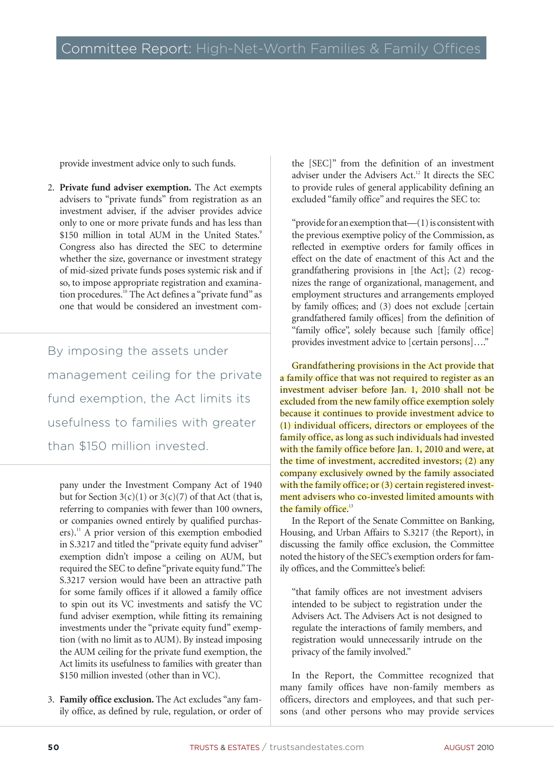provide investment advice only to such funds.

2. **Private fund adviser exemption.** The Act exempts advisers to "private funds" from registration as an investment adviser, if the adviser provides advice only to one or more private funds and has less than $150 million in total AUM in the United States.[9] Congress also has directed the SEC to determine whether the size, governance or investment strategy of mid-sized private funds poses systemic risk and if so, to impose appropriate registration and examination procedures.[10] The Act defines a "private fund" as one that would be considered an investment company under the Investment Company Act of 1940 but for Section 3(c)(1) or 3(c)(7) of that Act (that is, referring to companies with fewer than 100 owners, or companies owned entirely by qualified purchasers).[11] A prior version of this exemption embodied in S.3217 and titled the "private equity fund adviser" exemption didn't impose a ceiling on AUM, but required the SEC to define "private equity fund." The S.3217 version would have been an attractive path for some family offices if it allowed a family office to spin out its VC investments and satisfy the VC fund adviser exemption, while fitting its remaining investments under the "private equity fund" exemption (with no limit as to AUM). By instead imposing the AUM ceiling for the private fund exemption, the Act limits its usefulness to families with greater than $150 million invested (other than in VC).

> By imposing the assets under management ceiling for the private fund exemption, the Act limits its usefulness to families with greater than $150 million invested.

3. **Family office exclusion.** The Act excludes "any family office, as defined by rule, regulation, or order of the [SEC]" from the definition of an investment adviser under the Advisers Act.[12] It directs the SEC to provide rules of general applicability defining an excluded "family office" and requires the SEC to:

> "provide for an exemption that—(1) is consistent with the previous exemptive policy of the Commission, as reflected in exemptive orders for family offices in effect on the date of enactment of this Act and the grandfathering provisions in [the Act]; (2) recognizes the range of organizational, management, and employment structures and arrangements employed by family offices; and (3) does not exclude [certain grandfathered family offices] from the definition of "family office", solely because such [family office] provides investment advice to [certain persons]…."

Grandfathering provisions in the Act provide that a family office that was not required to register as an investment adviser before Jan. 1, 2010 shall not be excluded from the new family office exemption solely because it continues to provide investment advice to (1) individual officers, directors or employees of the family office, as long as such individuals had invested with the family office before Jan. 1, 2010 and were, at the time of investment, accredited investors; (2) any company exclusively owned by the family associated with the family office; or (3) certain registered investment advisers who co-invested limited amounts with the family office.[13]

In the Report of the Senate Committee on Banking, Housing, and Urban Affairs to S.3217 (the Report), in discussing the family office exclusion, the Committee noted the history of the SEC's exemption orders for family offices, and the Committee's belief:

> "that family offices are not investment advisers intended to be subject to registration under the Advisers Act. The Advisers Act is not designed to regulate the interactions of family members, and registration would unnecessarily intrude on the privacy of the family involved."

In the Report, the Committee recognized that many family offices have non-family members as officers, directors and employees, and that such persons (and other persons who may provide services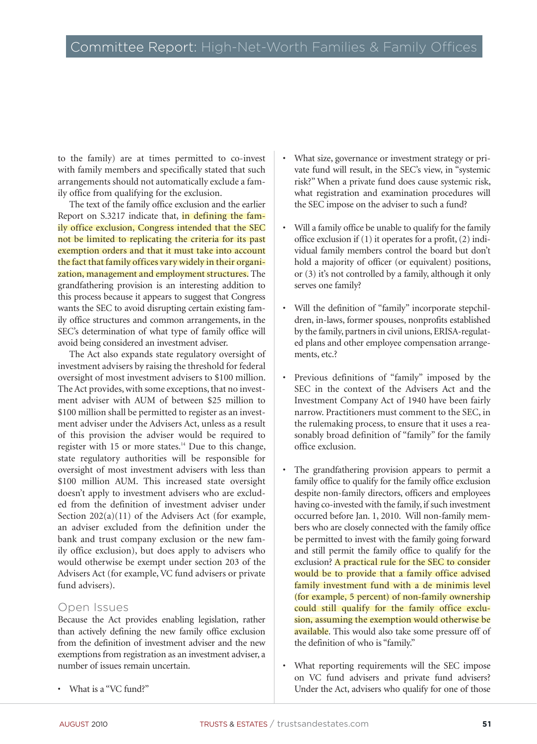to the family) are at times permitted to co-invest with family members and specifically stated that such arrangements should not automatically exclude a family office from qualifying for the exclusion.

The text of the family office exclusion and the earlier Report on S.3217 indicate that, in defining the family office exclusion, Congress intended that the SEC not be limited to replicating the criteria for its past exemption orders and that it must take into account the fact that family offices vary widely in their organization, management and employment structures. The grandfathering provision is an interesting addition to this process because it appears to suggest that Congress wants the SEC to avoid disrupting certain existing family office structures and common arrangements, in the SEC's determination of what type of family office will avoid being considered an investment adviser.

The Act also expands state regulatory oversight of investment advisers by raising the threshold for federal oversight of most investment advisers to $100 million. The Act provides, with some exceptions, that no investment adviser with AUM of between $25 million to $100 million shall be permitted to register as an investment adviser under the Advisers Act, unless as a result of this provision the adviser would be required to register with 15 or more states.[14] Due to this change, state regulatory authorities will be responsible for oversight of most investment advisers with less than $100 million AUM. This increased state oversight doesn't apply to investment advisers who are excluded from the definition of investment adviser under Section 202(a)(11) of the Advisers Act (for example, an adviser excluded from the definition under the bank and trust company exclusion or the new family office exclusion), but does apply to advisers who would otherwise be exempt under section 203 of the Advisers Act (for example, VC fund advisers or private fund advisers).

## Open Issues

Because the Act provides enabling legislation, rather than actively defining the new family office exclusion from the definition of investment adviser and the new exemptions from registration as an investment adviser, a number of issues remain uncertain.

- What is a "VC fund?"
- What size, governance or investment strategy or private fund will result, in the SEC's view, in "systemic risk?" When a private fund does cause systemic risk, what registration and examination procedures will the SEC impose on the adviser to such a fund?
- Will a family office be unable to qualify for the family office exclusion if (1) it operates for a profit, (2) individual family members control the board but don't hold a majority of officer (or equivalent) positions, or (3) it's not controlled by a family, although it only serves one family?
- Will the definition of "family" incorporate stepchildren, in-laws, former spouses, nonprofits established by the family, partners in civil unions, ERISA-regulated plans and other employee compensation arrangements, etc.?
- Previous definitions of "family" imposed by the SEC in the context of the Advisers Act and the Investment Company Act of 1940 have been fairly narrow. Practitioners must comment to the SEC, in the rulemaking process, to ensure that it uses a reasonably broad definition of "family" for the family office exclusion.
- The grandfathering provision appears to permit a family office to qualify for the family office exclusion despite non-family directors, officers and employees having co-invested with the family, if such investment occurred before Jan. 1, 2010. Will non-family members who are closely connected with the family office be permitted to invest with the family going forward and still permit the family office to qualify for the exclusion? A practical rule for the SEC to consider would be to provide that a family office advised family investment fund with a de minimis level (for example, 5 percent) of non-family ownership could still qualify for the family office exclusion, assuming the exemption would otherwise be available. This would also take some pressure off of the definition of who is "family."
- What reporting requirements will the SEC impose on VC fund advisers and private fund advisers? Under the Act, advisers who qualify for one of those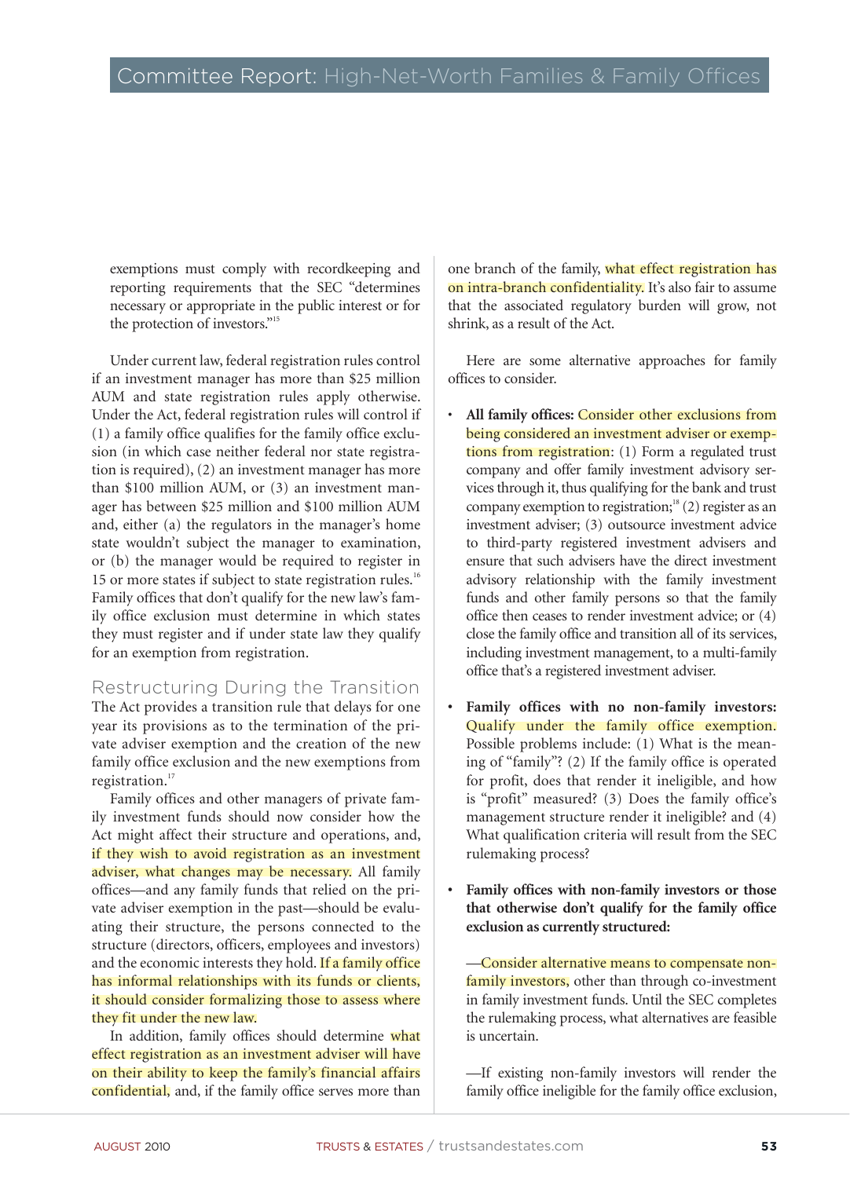exemptions must comply with recordkeeping and reporting requirements that the SEC "determines necessary or appropriate in the public interest or for the protection of investors."[15]

Under current law, federal registration rules control if an investment manager has more than $25 million AUM and state registration rules apply otherwise. Under the Act, federal registration rules will control if (1) a family office qualifies for the family office exclusion (in which case neither federal nor state registration is required), (2) an investment manager has more than $100 million AUM, or (3) an investment manager has between $25 million and $100 million AUM and, either (a) the regulators in the manager's home state wouldn't subject the manager to examination, or (b) the manager would be required to register in 15 or more states if subject to state registration rules.[16] Family offices that don't qualify for the new law's family office exclusion must determine in which states they must register and if under state law they qualify for an exemption from registration.

## Restructuring During the Transition

The Act provides a transition rule that delays for one year its provisions as to the termination of the private adviser exemption and the creation of the new family office exclusion and the new exemptions from registration.[17]

Family offices and other managers of private family investment funds should now consider how the Act might affect their structure and operations, and, if they wish to avoid registration as an investment adviser, what changes may be necessary. All family offices—and any family funds that relied on the private adviser exemption in the past—should be evaluating their structure, the persons connected to the structure (directors, officers, employees and investors) and the economic interests they hold. If a family office has informal relationships with its funds or clients, it should consider formalizing those to assess where they fit under the new law.

In addition, family offices should determine what effect registration as an investment adviser will have on their ability to keep the family's financial affairs confidential, and, if the family office serves more than one branch of the family, what effect registration has on intra-branch confidentiality. It's also fair to assume that the associated regulatory burden will grow, not shrink, as a result of the Act.

Here are some alternative approaches for family offices to consider.

- **All family offices:** Consider other exclusions from being considered an investment adviser or exemptions from registration: (1) Form a regulated trust company and offer family investment advisory services through it, thus qualifying for the bank and trust company exemption to registration;[18] (2) register as an investment adviser; (3) outsource investment advice to third-party registered investment advisers and ensure that such advisers have the direct investment advisory relationship with the family investment funds and other family persons so that the family office then ceases to render investment advice; or (4) close the family office and transition all of its services, including investment management, to a multi-family office that's a registered investment adviser.

- **Family offices with no non-family investors:** Qualify under the family office exemption. Possible problems include: (1) What is the meaning of "family"? (2) If the family office is operated for profit, does that render it ineligible, and how is "profit" measured? (3) Does the family office's management structure render it ineligible? and (4) What qualification criteria will result from the SEC rulemaking process?

- **Family offices with non-family investors or those that otherwise don't qualify for the family office exclusion as currently structured:**

  —Consider alternative means to compensate non-family investors, other than through co-investment in family investment funds. Until the SEC completes the rulemaking process, what alternatives are feasible is uncertain.

  —If existing non-family investors will render the family office ineligible for the family office exclusion,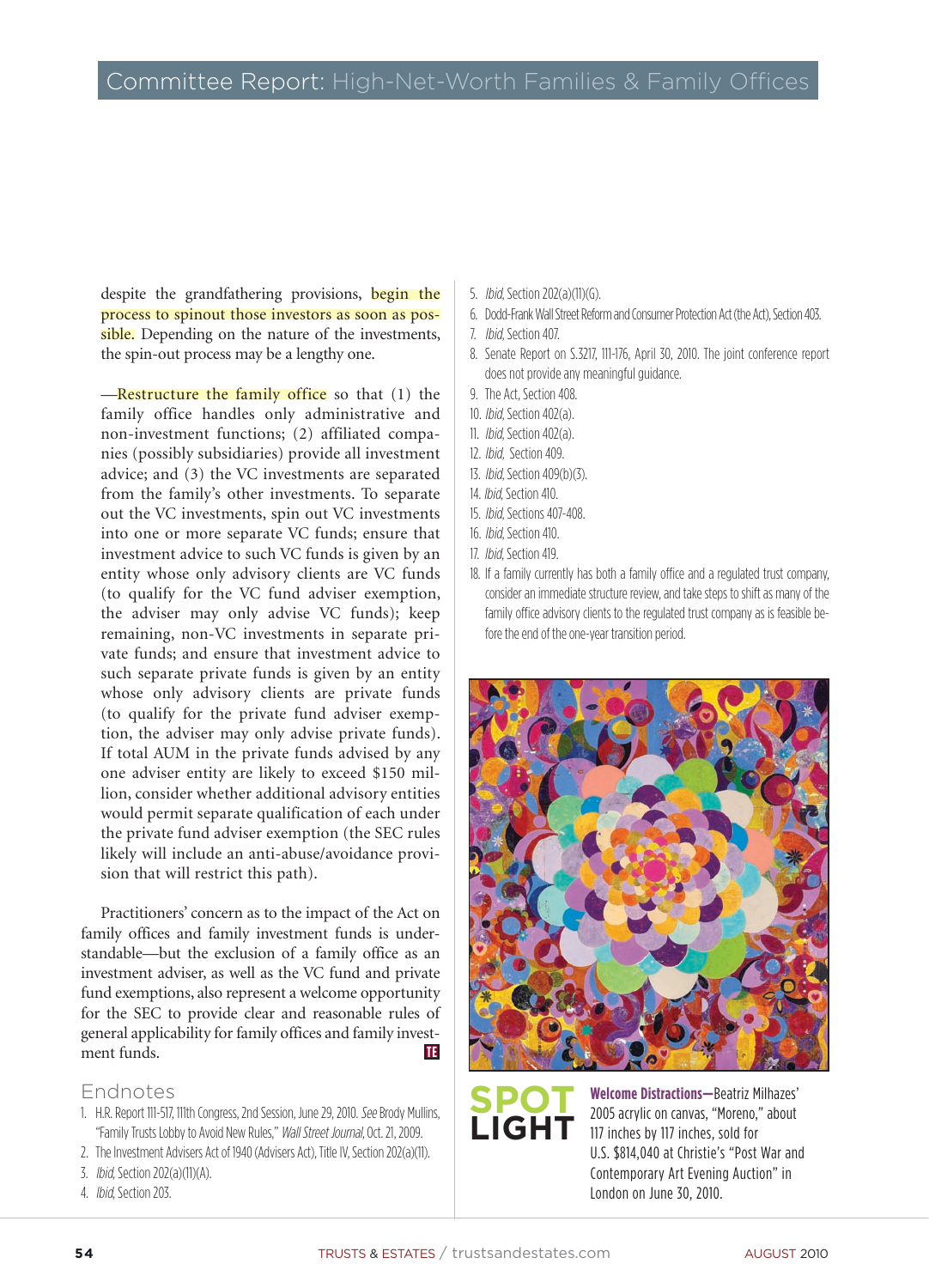despite the grandfathering provisions, begin the process to spinout those investors as soon as possible. Depending on the nature of the investments, the spin-out process may be a lengthy one.

—Restructure the family office so that (1) the family office handles only administrative and non-investment functions; (2) affiliated companies (possibly subsidiaries) provide all investment advice; and (3) the VC investments are separated from the family's other investments. To separate out the VC investments, spin out VC investments into one or more separate VC funds; ensure that investment advice to such VC funds is given by an entity whose only advisory clients are VC funds (to qualify for the VC fund adviser exemption, the adviser may only advise VC funds); keep remaining, non-VC investments in separate private funds; and ensure that investment advice to such separate private funds is given by an entity whose only advisory clients are private funds (to qualify for the private fund adviser exemption, the adviser may only advise private funds). If total AUM in the private funds advised by any one adviser entity are likely to exceed $150 million, consider whether additional advisory entities would permit separate qualification of each under the private fund adviser exemption (the SEC rules likely will include an anti-abuse/avoidance provision that will restrict this path).

Practitioners' concern as to the impact of the Act on family offices and family investment funds is understandable—but the exclusion of a family office as an investment adviser, as well as the VC fund and private fund exemptions, also represent a welcome opportunity for the SEC to provide clear and reasonable rules of general applicability for family offices and family investment funds.

## Endnotes

1. H.R. Report 111-517, 111th Congress, 2nd Session, June 29, 2010. *See* Brody Mullins, "Family Trusts Lobby to Avoid New Rules," *Wall Street Journal*, Oct. 21, 2009.
2. The Investment Advisers Act of 1940 (Advisers Act), Title IV, Section 202(a)(11).
3. *Ibid*, Section 202(a)(11)(A).
4. *Ibid*, Section 203.
5. *Ibid*, Section 202(a)(11)(G).
6. Dodd-Frank Wall Street Reform and Consumer Protection Act (the Act), Section 403.
7. *Ibid*, Section 407.
8. Senate Report on S.3217, 111-176, April 30, 2010. The joint conference report does not provide any meaningful guidance.
9. The Act, Section 408.
10. *Ibid*, Section 402(a).
11. *Ibid*, Section 402(a).
12. *Ibid*, Section 409.
13. *Ibid*, Section 409(b)(3).
14. *Ibid*, Section 410.
15. *Ibid*, Sections 407-408.
16. *Ibid*, Section 410.
17. *Ibid*, Section 419.
18. If a family currently has both a family office and a regulated trust company, consider an immediate structure review, and take steps to shift as many of the family office advisory clients to the regulated trust company as is feasible before the end of the one-year transition period.

**SPOT LIGHT**

**Welcome Distractions**—Beatriz Milhazes' 2005 acrylic on canvas, "Moreno," about 117 inches by 117 inches, sold for U.S. $814,040 at Christie's "Post War and Contemporary Art Evening Auction" in London on June 30, 2010.